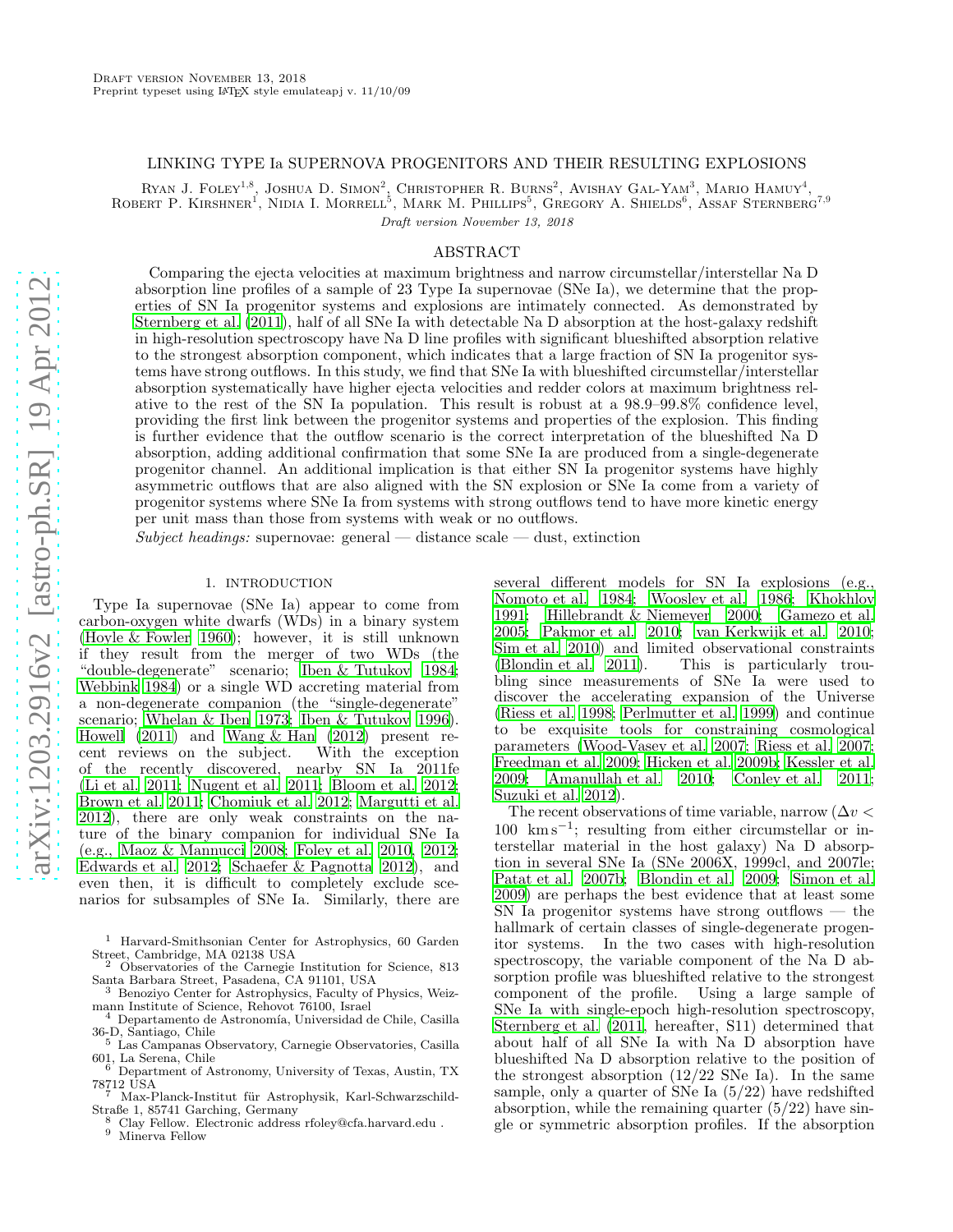Draft version November 13, 2018
Preprint typeset using LaTeX style emulateapj v. 11/10/09

# LINKING TYPE Ia SUPERNOVA PROGENITORS AND THEIR RESULTING EXPLOSIONS

Ryan J. Foley[1,8], Joshua D. Simon[2], Christopher R. Burns[2], Avishay Gal-Yam[3], Mario Hamuy[4], Robert P. Kirshner[1], Nidia I. Morrell[5], Mark M. Phillips[5], Gregory A. Shields[6], Assaf Sternberg[7,9]

*Draft version November 13, 2018*

## ABSTRACT

Comparing the ejecta velocities at maximum brightness and narrow circumstellar/interstellar Na D absorption line profiles of a sample of 23 Type Ia supernovae (SNe Ia), we determine that the properties of SN Ia progenitor systems and explosions are intimately connected. As demonstrated by Sternberg et al. (2011), half of all SNe Ia with detectable Na D absorption at the host-galaxy redshift in high-resolution spectroscopy have Na D line profiles with significant blueshifted absorption relative to the strongest absorption component, which indicates that a large fraction of SN Ia progenitor systems have strong outflows. In this study, we find that SNe Ia with blueshifted circumstellar/interstellar absorption systematically have higher ejecta velocities and redder colors at maximum brightness relative to the rest of the SN Ia population. This result is robust at a 98.9–99.8% confidence level, providing the first link between the progenitor systems and properties of the explosion. This finding is further evidence that the outflow scenario is the correct interpretation of the blueshifted Na D absorption, adding additional confirmation that some SNe Ia are produced from a single-degenerate progenitor channel. An additional implication is that either SN Ia progenitor systems have highly asymmetric outflows that are also aligned with the SN explosion or SNe Ia come from a variety of progenitor systems where SNe Ia from systems with strong outflows tend to have more kinetic energy per unit mass than those from systems with weak or no outflows.

*Subject headings:* supernovae: general — distance scale — dust, extinction

## 1. INTRODUCTION

Type Ia supernovae (SNe Ia) appear to come from carbon-oxygen white dwarfs (WDs) in a binary system (Hoyle & Fowler 1960); however, it is still unknown if they result from the merger of two WDs (the "double-degenerate" scenario; Iben & Tutukov 1984; Webbink 1984) or a single WD accreting material from a non-degenerate companion (the "single-degenerate" scenario; Whelan & Iben 1973; Iben & Tutukov 1996). Howell (2011) and Wang & Han (2012) present recent reviews on the subject. With the exception of the recently discovered, nearby SN Ia 2011fe (Li et al. 2011; Nugent et al. 2011; Bloom et al. 2012; Brown et al. 2011; Chomiuk et al. 2012; Margutti et al. 2012), there are only weak constraints on the nature of the binary companion for individual SNe Ia (e.g., Maoz & Mannucci 2008; Foley et al. 2010, 2012; Edwards et al. 2012; Schaefer & Pagnotta 2012), and even then, it is difficult to completely exclude scenarios for subsamples of SNe Ia. Similarly, there are several different models for SN Ia explosions (e.g., Nomoto et al. 1984; Woosley et al. 1986; Khokhlov 1991; Hillebrandt & Niemeyer 2000; Gamezo et al. 2005; Pakmor et al. 2010; van Kerkwijk et al. 2010; Sim et al. 2010) and limited observational constraints (Blondin et al. 2011). This is particularly troubling since measurements of SNe Ia were used to discover the accelerating expansion of the Universe (Riess et al. 1998; Perlmutter et al. 1999) and continue to be exquisite tools for constraining cosmological parameters (Wood-Vasey et al. 2007; Riess et al. 2007; Freedman et al. 2009; Hicken et al. 2009b; Kessler et al. 2009; Amanullah et al. 2010; Conley et al. 2011; Suzuki et al. 2012).

The recent observations of time variable, narrow ($\Delta v < 100$ km s$^{-1}$; resulting from either circumstellar or interstellar material in the host galaxy) Na D absorption in several SNe Ia (SNe 2006X, 1999cl, and 2007le; Patat et al. 2007b; Blondin et al. 2009; Simon et al. 2009) are perhaps the best evidence that at least some SN Ia progenitor systems have strong outflows — the hallmark of certain classes of single-degenerate progenitor systems. In the two cases with high-resolution spectroscopy, the variable component of the Na D absorption profile was blueshifted relative to the strongest component of the profile. Using a large sample of SNe Ia with single-epoch high-resolution spectroscopy, Sternberg et al. (2011, hereafter, S11) determined that about half of all SNe Ia with Na D absorption have blueshifted Na D absorption relative to the position of the strongest absorption (12/22 SNe Ia). In the same sample, only a quarter of SNe Ia (5/22) have redshifted absorption, while the remaining quarter (5/22) have single or symmetric absorption profiles. If the absorption

[1] Harvard-Smithsonian Center for Astrophysics, 60 Garden Street, Cambridge, MA 02138 USA
[2] Observatories of the Carnegie Institution for Science, 813 Santa Barbara Street, Pasadena, CA 91101, USA
[3] Benoziyo Center for Astrophysics, Faculty of Physics, Weizmann Institute of Science, Rehovot 76100, Israel
[4] Departamento de Astronomía, Universidad de Chile, Casilla 36-D, Santiago, Chile
[5] Las Campanas Observatory, Carnegie Observatories, Casilla 601, La Serena, Chile
[6] Department of Astronomy, University of Texas, Austin, TX 78712 USA
[7] Max-Planck-Institut für Astrophysik, Karl-Schwarzschild-Straße 1, 85741 Garching, Germany
[8] Clay Fellow. Electronic address rfoley@cfa.harvard.edu .
[9] Minerva Fellow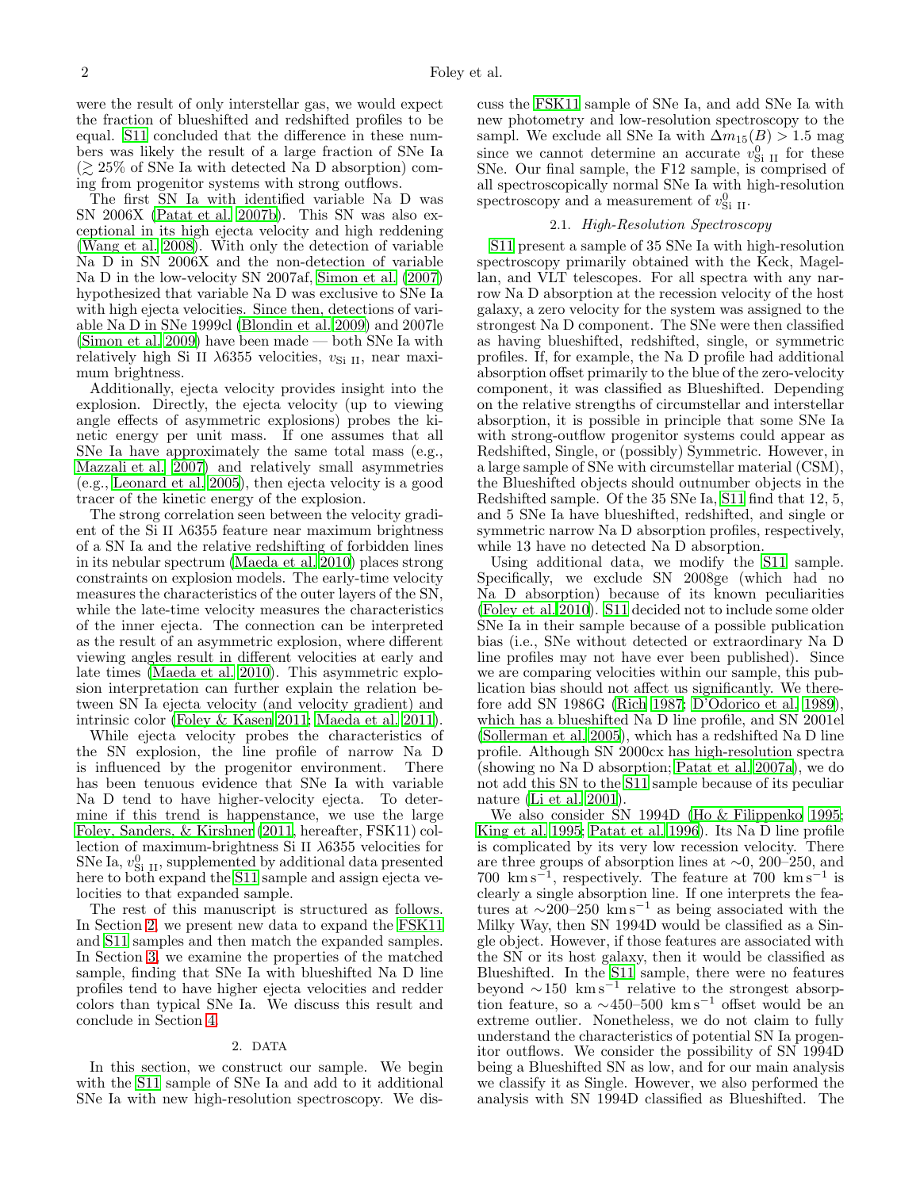were the result of only interstellar gas, we would expect the fraction of blueshifted and redshifted profiles to be equal. S11 concluded that the difference in these numbers was likely the result of a large fraction of SNe Ia ($\gtrsim 25$% of SNe Ia with detected Na D absorption) coming from progenitor systems with strong outflows.

The first SN Ia with identified variable Na D was SN 2006X (Patat et al. 2007b). This SN was also exceptional in its high ejecta velocity and high reddening (Wang et al. 2008). With only the detection of variable Na D in SN 2006X and the non-detection of variable Na D in the low-velocity SN 2007af, Simon et al. (2007) hypothesized that variable Na D was exclusive to SNe Ia with high ejecta velocities. Since then, detections of variable Na D in SNe 1999cl (Blondin et al. 2009) and 2007le (Simon et al. 2009) have been made — both SNe Ia with relatively high Si II $\lambda$6355 velocities, $v_{\rm Si\ II}$, near maximum brightness.

Additionally, ejecta velocity provides insight into the explosion. Directly, the ejecta velocity (up to viewing angle effects of asymmetric explosions) probes the kinetic energy per unit mass. If one assumes that all SNe Ia have approximately the same total mass (e.g., Mazzali et al. 2007) and relatively small asymmetries (e.g., Leonard et al. 2005), then ejecta velocity is a good tracer of the kinetic energy of the explosion.

The strong correlation seen between the velocity gradient of the Si II $\lambda$6355 feature near maximum brightness of a SN Ia and the relative redshifting of forbidden lines in its nebular spectrum (Maeda et al. 2010) places strong constraints on explosion models. The early-time velocity measures the characteristics of the outer layers of the SN, while the late-time velocity measures the characteristics of the inner ejecta. The connection can be interpreted as the result of an asymmetric explosion, where different viewing angles result in different velocities at early and late times (Maeda et al. 2010). This asymmetric explosion interpretation can further explain the relation between SN Ia ejecta velocity (and velocity gradient) and intrinsic color (Foley & Kasen 2011; Maeda et al. 2011).

While ejecta velocity probes the characteristics of the SN explosion, the line profile of narrow Na D is influenced by the progenitor environment. There has been tenuous evidence that SNe Ia with variable Na D tend to have higher-velocity ejecta. To determine if this trend is happenstance, we use the large Foley, Sanders, & Kirshner (2011, hereafter, FSK11) collection of maximum-brightness Si II $\lambda$6355 velocities for SNe Ia, $v^0_{\rm Si\ II}$, supplemented by additional data presented here to both expand the S11 sample and assign ejecta velocities to that expanded sample.

The rest of this manuscript is structured as follows. In Section 2, we present new data to expand the FSK11 and S11 samples and then match the expanded samples. In Section 3, we examine the properties of the matched sample, finding that SNe Ia with blueshifted Na D line profiles tend to have higher ejecta velocities and redder colors than typical SNe Ia. We discuss this result and conclude in Section 4.

## 2. DATA

In this section, we construct our sample. We begin with the S11 sample of SNe Ia and add to it additional SNe Ia with new high-resolution spectroscopy. We discuss the FSK11 sample of SNe Ia, and add SNe Ia with new photometry and low-resolution spectroscopy to the sampl. We exclude all SNe Ia with $\Delta m_{15}(B) > 1.5$ mag since we cannot determine an accurate $v^0_{\rm Si\ II}$ for these SNe. Our final sample, the F12 sample, is comprised of all spectroscopically normal SNe Ia with high-resolution spectroscopy and a measurement of $v^0_{\rm Si\ II}$.

### 2.1. *High-Resolution Spectroscopy*

S11 present a sample of 35 SNe Ia with high-resolution spectroscopy primarily obtained with the Keck, Magellan, and VLT telescopes. For all spectra with any narrow Na D absorption at the recession velocity of the host galaxy, a zero velocity for the system was assigned to the strongest Na D component. The SNe were then classified as having blueshifted, redshifted, single, or symmetric profiles. If, for example, the Na D profile had additional absorption offset primarily to the blue of the zero-velocity component, it was classified as Blueshifted. Depending on the relative strengths of circumstellar and interstellar absorption, it is possible in principle that some SNe Ia with strong-outflow progenitor systems could appear as Redshifted, Single, or (possibly) Symmetric. However, in a large sample of SNe with circumstellar material (CSM), the Blueshifted objects should outnumber objects in the Redshifted sample. Of the 35 SNe Ia, S11 find that 12, 5, and 5 SNe Ia have blueshifted, redshifted, and single or symmetric narrow Na D absorption profiles, respectively, while 13 have no detected Na D absorption.

Using additional data, we modify the S11 sample. Specifically, we exclude SN 2008ge (which had no Na D absorption) because of its known peculiarities (Foley et al. 2010). S11 decided not to include some older SNe Ia in their sample because of a possible publication bias (i.e., SNe without detected or extraordinary Na D line profiles may not have ever been published). Since we are comparing velocities within our sample, this publication bias should not affect us significantly. We therefore add SN 1986G (Rich 1987; D'Odorico et al. 1989), which has a blueshifted Na D line profile, and SN 2001el (Sollerman et al. 2005), which has a redshifted Na D line profile. Although SN 2000cx has high-resolution spectra (showing no Na D absorption; Patat et al. 2007a), we do not add this SN to the S11 sample because of its peculiar nature (Li et al. 2001).

We also consider SN 1994D (Ho & Filippenko 1995; King et al. 1995; Patat et al. 1996). Its Na D line profile is complicated by its very low recession velocity. There are three groups of absorption lines at $\sim$0, 200–250, and 700 km s$^{-1}$, respectively. The feature at 700 km s$^{-1}$ is clearly a single absorption line. If one interprets the features at $\sim$200–250 km s$^{-1}$ as being associated with the Milky Way, then SN 1994D would be classified as a Single object. However, if those features are associated with the SN or its host galaxy, then it would be classified as Blueshifted. In the S11 sample, there were no features beyond $\sim$150 km s$^{-1}$ relative to the strongest absorption feature, so a $\sim$450–500 km s$^{-1}$ offset would be an extreme outlier. Nonetheless, we do not claim to fully understand the characteristics of potential SN Ia progenitor outflows. We consider the possibility of SN 1994D being a Blueshifted SN as low, and for our main analysis we classify it as Single. However, we also performed the analysis with SN 1994D classified as Blueshifted. The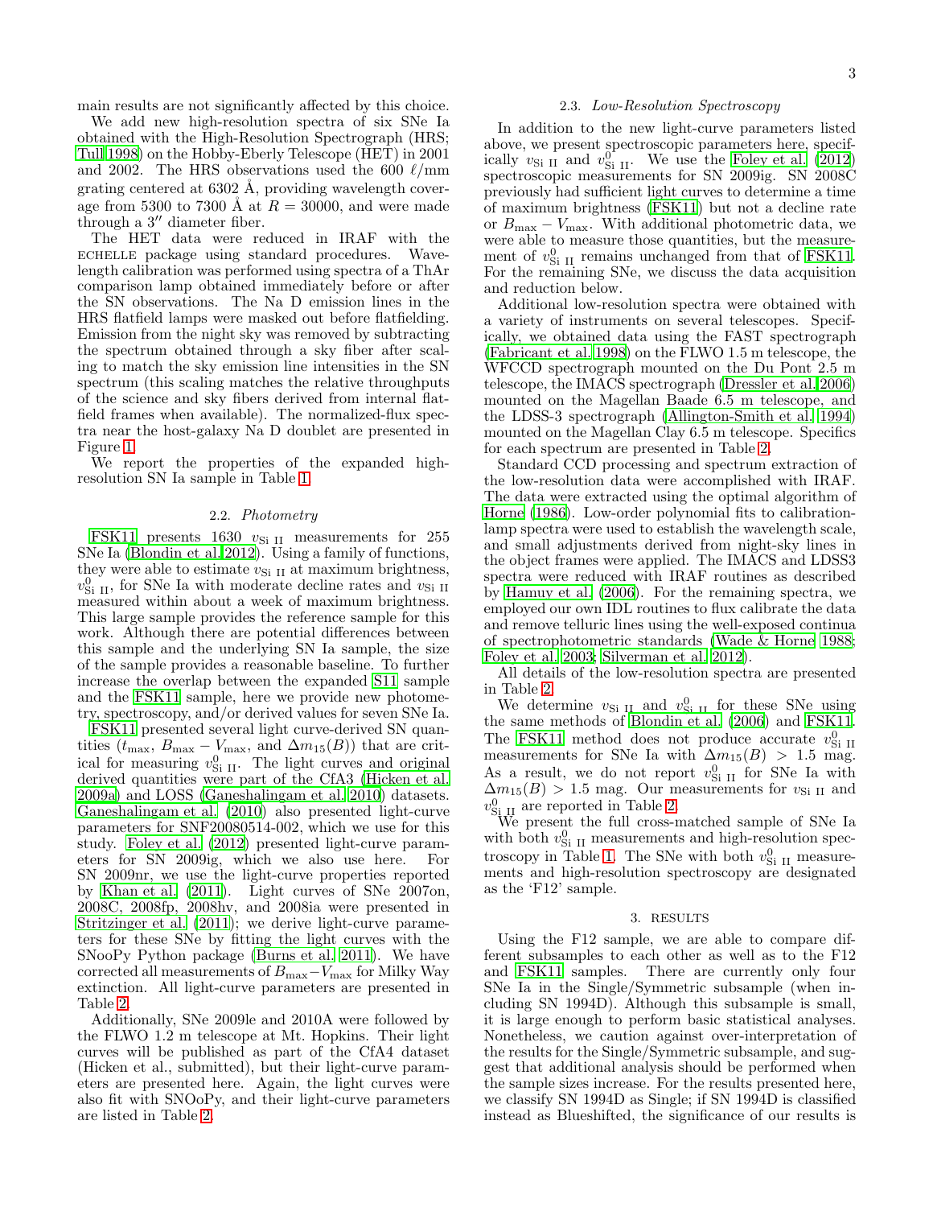main results are not significantly affected by this choice.

We add new high-resolution spectra of six SNe Ia obtained with the High-Resolution Spectrograph (HRS; Tull 1998) on the Hobby-Eberly Telescope (HET) in 2001 and 2002. The HRS observations used the 600 $\ell$/mm grating centered at 6302 Å, providing wavelength coverage from 5300 to 7300 Å at $R = 30000$, and were made through a 3″ diameter fiber.

The HET data were reduced in IRAF with the ECHELLE package using standard procedures. Wavelength calibration was performed using spectra of a ThAr comparison lamp obtained immediately before or after the SN observations. The Na D emission lines in the HRS flatfield lamps were masked out before flatfielding. Emission from the night sky was removed by subtracting the spectrum obtained through a sky fiber after scaling to match the sky emission line intensities in the SN spectrum (this scaling matches the relative throughputs of the science and sky fibers derived from internal flatfield frames when available). The normalized-flux spectra near the host-galaxy Na D doublet are presented in Figure 1.

We report the properties of the expanded high-resolution SN Ia sample in Table 1.

### 2.2. *Photometry*

FSK11 presents 1630 $v_{\rm Si\ II}$ measurements for 255 SNe Ia (Blondin et al. 2012). Using a family of functions, they were able to estimate $v_{\rm Si\ II}$ at maximum brightness, $v^0_{\rm Si\ II}$, for SNe Ia with moderate decline rates and $v_{\rm Si\ II}$ measured within about a week of maximum brightness. This large sample provides the reference sample for this work. Although there are potential differences between this sample and the underlying SN Ia sample, the size of the sample provides a reasonable baseline. To further increase the overlap between the expanded S11 sample and the FSK11 sample, here we provide new photometry, spectroscopy, and/or derived values for seven SNe Ia.

FSK11 presented several light curve-derived SN quantities ($t_{\rm max}$, $B_{\rm max} - V_{\rm max}$, and $\Delta m_{15}(B)$) that are critical for measuring $v^0_{\rm Si\ II}$. The light curves and original derived quantities were part of the CfA3 (Hicken et al. 2009a) and LOSS (Ganeshalingam et al. 2010) datasets. Ganeshalingam et al. (2010) also presented light-curve parameters for SNF20080514-002, which we use for this study. Foley et al. (2012) presented light-curve parameters for SN 2009ig, which we also use here. For SN 2009nr, we use the light-curve properties reported by Khan et al. (2011). Light curves of SNe 2007on, 2008C, 2008fp, 2008hv, and 2008ia were presented in Stritzinger et al. (2011); we derive light-curve parameters for these SNe by fitting the light curves with the SNooPy Python package (Burns et al. 2011). We have corrected all measurements of $B_{\rm max} - V_{\rm max}$ for Milky Way extinction. All light-curve parameters are presented in Table 2.

Additionally, SNe 2009le and 2010A were followed by the FLWO 1.2 m telescope at Mt. Hopkins. Their light curves will be published as part of the CfA4 dataset (Hicken et al., submitted), but their light-curve parameters are presented here. Again, the light curves were also fit with SNOoPy, and their light-curve parameters are listed in Table 2.

### 2.3. *Low-Resolution Spectroscopy*

In addition to the new light-curve parameters listed above, we present spectroscopic parameters here, specifically $v_{\rm Si\ II}$ and $v^0_{\rm Si\ II}$. We use the Foley et al. (2012) spectroscopic measurements for SN 2009ig. SN 2008C previously had sufficient light curves to determine a time of maximum brightness (FSK11) but not a decline rate or $B_{\rm max} - V_{\rm max}$. With additional photometric data, we were able to measure those quantities, but the measurement of $v^0_{\rm Si\ II}$ remains unchanged from that of FSK11. For the remaining SNe, we discuss the data acquisition and reduction below.

Additional low-resolution spectra were obtained with a variety of instruments on several telescopes. Specifically, we obtained data using the FAST spectrograph (Fabricant et al. 1998) on the FLWO 1.5 m telescope, the WFCCD spectrograph mounted on the Du Pont 2.5 m telescope, the IMACS spectrograph (Dressler et al. 2006) mounted on the Magellan Baade 6.5 m telescope, and the LDSS-3 spectrograph (Allington-Smith et al. 1994) mounted on the Magellan Clay 6.5 m telescope. Specifics for each spectrum are presented in Table 2.

Standard CCD processing and spectrum extraction of the low-resolution data were accomplished with IRAF. The data were extracted using the optimal algorithm of Horne (1986). Low-order polynomial fits to calibration-lamp spectra were used to establish the wavelength scale, and small adjustments derived from night-sky lines in the object frames were applied. The IMACS and LDSS3 spectra were reduced with IRAF routines as described by Hamuy et al. (2006). For the remaining spectra, we employed our own IDL routines to flux calibrate the data and remove telluric lines using the well-exposed continua of spectrophotometric standards (Wade & Horne 1988; Foley et al. 2003; Silverman et al. 2012).

All details of the low-resolution spectra are presented in Table 2.

We determine $v_{\rm Si\ II}$ and $v^0_{\rm Si\ II}$ for these SNe using the same methods of Blondin et al. (2006) and FSK11. The FSK11 method does not produce accurate $v^0_{\rm Si\ II}$ measurements for SNe Ia with $\Delta m_{15}(B) > 1.5$ mag. As a result, we do not report $v^0_{\rm Si\ II}$ for SNe Ia with $\Delta m_{15}(B) > 1.5$ mag. Our measurements for $v_{\rm Si\ II}$ and $v^0_{\rm Si\ II}$ are reported in Table 2.

We present the full cross-matched sample of SNe Ia with both $v^0_{\rm Si\ II}$ measurements and high-resolution spectroscopy in Table 1. The SNe with both $v^0_{\rm Si\ II}$ measurements and high-resolution spectroscopy are designated as the 'F12' sample.

## 3. RESULTS

Using the F12 sample, we are able to compare different subsamples to each other as well as to the F12 and FSK11 samples. There are currently only four SNe Ia in the Single/Symmetric subsample (when including SN 1994D). Although this subsample is small, it is large enough to perform basic statistical analyses. Nonetheless, we caution against over-interpretation of the results for the Single/Symmetric subsample, and suggest that additional analysis should be performed when the sample sizes increase. For the results presented here, we classify SN 1994D as Single; if SN 1994D is classified instead as Blueshifted, the significance of our results is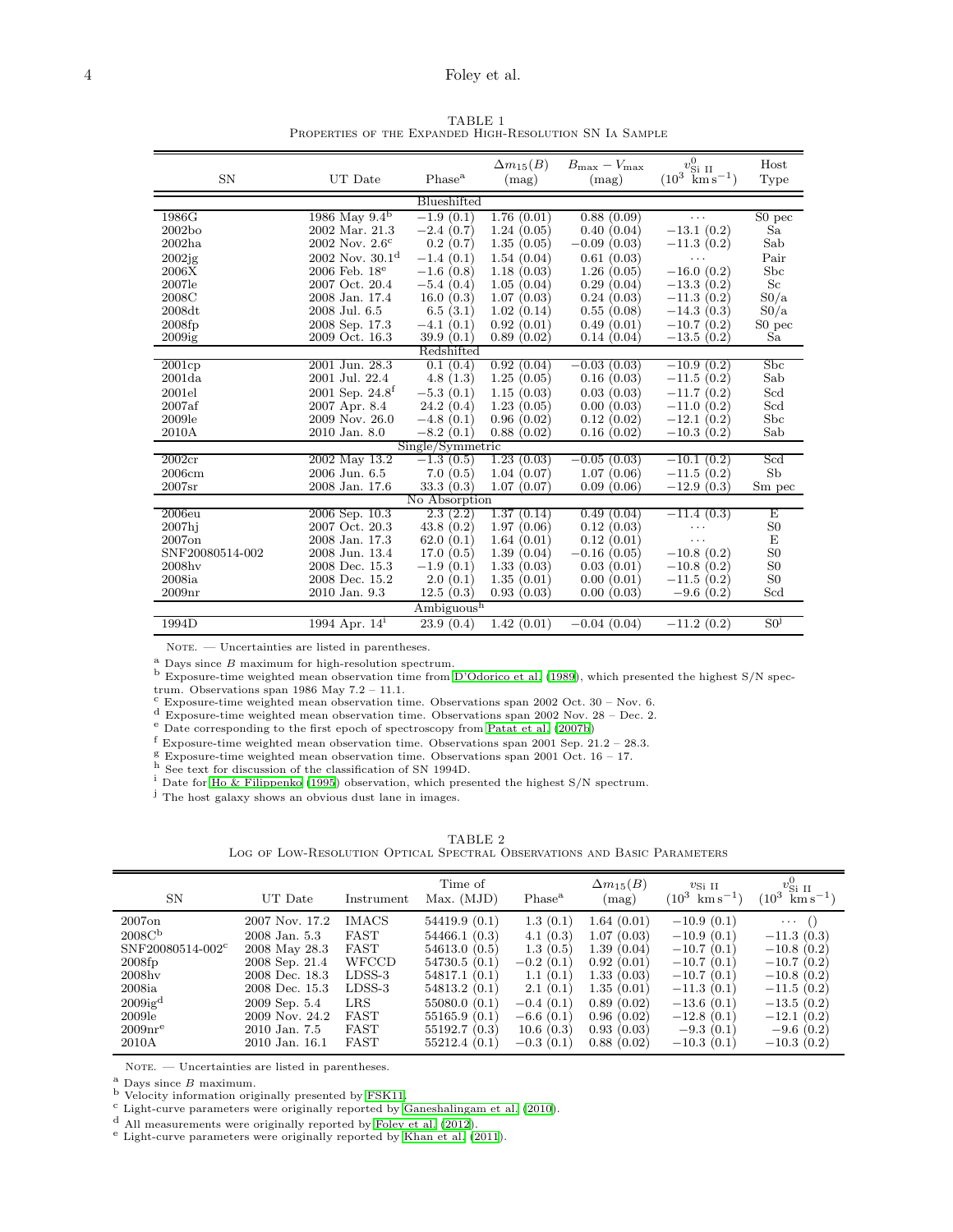TABLE 1
Properties of the Expanded High-Resolution SN Ia Sample

| SN | UT Date | Phase[a] | $\Delta m_{15}(B)$ (mag) | $B_{\rm max} - V_{\rm max}$ (mag) | $v^0_{\rm Si\ II}$ ($10^3$ km s$^{-1}$) | Host Type |
|---|---|---|---|---|---|---|
| Blueshifted | | | | | | |
| 1986G | 1986 May 9.4[b] | −1.9 (0.1) | 1.76 (0.01) | 0.88 (0.09) | … | S0 pec |
| 2002bo | 2002 Mar. 21.3 | −2.4 (0.7) | 1.24 (0.05) | 0.40 (0.04) | −13.1 (0.2) | Sa |
| 2002ha | 2002 Nov. 2.6[c] | 0.2 (0.7) | 1.35 (0.05) | −0.09 (0.03) | −11.3 (0.2) | Sab |
| 2002jg | 2002 Nov. 30.1[d] | −1.4 (0.1) | 1.54 (0.04) | 0.61 (0.03) | … | Pair |
| 2006X | 2006 Feb. 18[e] | −1.6 (0.8) | 1.18 (0.03) | 1.26 (0.05) | −16.0 (0.2) | Sbc |
| 2007le | 2007 Oct. 20.4 | −5.4 (0.4) | 1.05 (0.04) | 0.29 (0.04) | −13.3 (0.2) | Sc |
| 2008C | 2008 Jan. 17.4 | 16.0 (0.3) | 1.07 (0.03) | 0.24 (0.03) | −11.3 (0.2) | S0/a |
| 2008dt | 2008 Jul. 6.5 | 6.5 (3.1) | 1.02 (0.14) | 0.55 (0.08) | −14.3 (0.3) | S0/a |
| 2008fp | 2008 Sep. 17.3 | −4.1 (0.1) | 0.92 (0.01) | 0.49 (0.01) | −10.7 (0.2) | S0 pec |
| 2009ig | 2009 Oct. 16.3 | 39.9 (0.1) | 0.89 (0.02) | 0.14 (0.04) | −13.5 (0.2) | Sa |
| Redshifted | | | | | | |
| 2001cp | 2001 Jun. 28.3 | 0.1 (0.4) | 0.92 (0.04) | −0.03 (0.03) | −10.9 (0.2) | Sbc |
| 2001da | 2001 Jul. 22.4 | 4.8 (1.3) | 1.25 (0.05) | 0.16 (0.03) | −11.5 (0.2) | Sab |
| 2001el | 2001 Sep. 24.8[f] | −5.3 (0.1) | 1.15 (0.03) | 0.03 (0.03) | −11.7 (0.2) | Scd |
| 2007af | 2007 Apr. 8.4 | 24.2 (0.4) | 1.23 (0.05) | 0.00 (0.03) | −11.0 (0.2) | Scd |
| 2009le | 2009 Nov. 26.0 | −4.8 (0.1) | 0.96 (0.02) | 0.12 (0.02) | −12.1 (0.2) | Sbc |
| 2010A | 2010 Jan. 8.0 | −8.2 (0.1) | 0.88 (0.02) | 0.16 (0.02) | −10.3 (0.2) | Sab |
| Single/Symmetric | | | | | | |
| 2002cr | 2002 May 13.2 | −1.3 (0.5) | 1.23 (0.03) | −0.05 (0.03) | −10.1 (0.2) | Scd |
| 2006cm | 2006 Jun. 6.5 | 7.0 (0.5) | 1.04 (0.07) | 1.07 (0.06) | −11.5 (0.2) | Sb |
| 2007sr | 2008 Jan. 17.6 | 33.3 (0.3) | 1.07 (0.07) | 0.09 (0.06) | −12.9 (0.3) | Sm pec |
| No Absorption | | | | | | |
| 2006eu | 2006 Sep. 10.3 | 2.3 (2.2) | 1.37 (0.14) | 0.49 (0.04) | −11.4 (0.3) | E |
| 2007hj | 2007 Oct. 20.3 | 43.8 (0.2) | 1.97 (0.06) | 0.12 (0.03) | … | S0 |
| 2007on | 2008 Jan. 17.3 | 62.0 (0.1) | 1.64 (0.01) | 0.12 (0.01) | … | E |
| SNF20080514-002 | 2008 Jun. 13.4 | 17.0 (0.5) | 1.39 (0.04) | −0.16 (0.05) | −10.8 (0.2) | S0 |
| 2008hv | 2008 Dec. 18.3 | −1.9 (0.1) | 1.33 (0.03) | 0.03 (0.01) | −10.8 (0.2) | S0 |
| 2008ia | 2008 Dec. 15.2 | 2.0 (0.1) | 1.35 (0.01) | 0.00 (0.01) | −11.5 (0.2) | S0 |
| 2009nr | 2010 Jan. 9.3 | 12.5 (0.3) | 0.93 (0.03) | 0.00 (0.03) | −9.6 (0.2) | Scd |
| Ambiguous[h] | | | | | | |
| 1994D | 1994 Apr. 14[i] | 23.9 (0.4) | 1.42 (0.01) | −0.04 (0.04) | −11.2 (0.2) | S0[j] |

Note. — Uncertainties are listed in parentheses.

[a] Days since $B$ maximum for high-resolution spectrum.
[b] Exposure-time weighted mean observation time from D'Odorico et al. (1989), which presented the highest S/N spectrum. Observations span 1986 May 7.2 – 11.1.
[c] Exposure-time weighted mean observation time. Observations span 2002 Oct. 30 – Nov. 6.
[d] Exposure-time weighted mean observation time. Observations span 2002 Nov. 28 – Dec. 2.
[e] Date corresponding to the first epoch of spectroscopy from Patat et al. (2007b)
[f] Exposure-time weighted mean observation time. Observations span 2001 Sep. 21.2 – 28.3.
[g] Exposure-time weighted mean observation time. Observations span 2001 Oct. 16 – 17.
[h] See text for discussion of the classification of SN 1994D.
[i] Date for Ho & Filippenko (1995) observation, which presented the highest S/N spectrum.
[j] The host galaxy shows an obvious dust lane in images.

TABLE 2
Log of Low-Resolution Optical Spectral Observations and Basic Parameters

| SN | UT Date | Instrument | Time of Max. (MJD) | Phase[a] | $\Delta m_{15}(B)$ (mag) | $v_{\rm Si\ II}$ ($10^3$ km s$^{-1}$) | $v^0_{\rm Si\ II}$ ($10^3$ km s$^{-1}$) |
|---|---|---|---|---|---|---|---|
| 2007on | 2007 Nov. 17.2 | IMACS | 54419.9 (0.1) | 1.3 (0.1) | 1.64 (0.01) | −10.9 (0.1) | … () |
| 2008C[b] | 2008 Jan. 5.3 | FAST | 54466.1 (0.3) | 4.1 (0.3) | 1.07 (0.03) | −10.9 (0.1) | −11.3 (0.3) |
| SNF20080514-002[c] | 2008 May 28.3 | FAST | 54613.0 (0.5) | 1.3 (0.5) | 1.39 (0.04) | −10.7 (0.1) | −10.8 (0.2) |
| 2008fp | 2008 Sep. 21.4 | WFCCD | 54730.5 (0.1) | −0.2 (0.1) | 0.92 (0.01) | −10.7 (0.1) | −10.7 (0.2) |
| 2008hv | 2008 Dec. 18.3 | LDSS-3 | 54817.1 (0.1) | 1.1 (0.1) | 1.33 (0.03) | −10.7 (0.1) | −10.8 (0.2) |
| 2008ia | 2008 Dec. 15.3 | LDSS-3 | 54813.2 (0.1) | 2.1 (0.1) | 1.35 (0.01) | −11.3 (0.1) | −11.5 (0.2) |
| 2009ig[d] | 2009 Sep. 5.4 | LRS | 55080.0 (0.1) | −0.4 (0.1) | 0.89 (0.02) | −13.6 (0.1) | −13.5 (0.2) |
| 2009le | 2009 Nov. 24.2 | FAST | 55165.9 (0.1) | −6.6 (0.1) | 0.96 (0.02) | −12.8 (0.1) | −12.1 (0.2) |
| 2009nr[e] | 2010 Jan. 7.5 | FAST | 55192.7 (0.3) | 10.6 (0.3) | 0.93 (0.03) | −9.3 (0.1) | −9.6 (0.2) |
| 2010A | 2010 Jan. 16.1 | FAST | 55212.4 (0.1) | −0.3 (0.1) | 0.88 (0.02) | −10.3 (0.1) | −10.3 (0.2) |

Note. — Uncertainties are listed in parentheses.

[a] Days since $B$ maximum.
[b] Velocity information originally presented by FSK11.
[c] Light-curve parameters were originally reported by Ganeshalingam et al. (2010).
[d] All measurements were originally reported by Foley et al. (2012).
[e] Light-curve parameters were originally reported by Khan et al. (2011).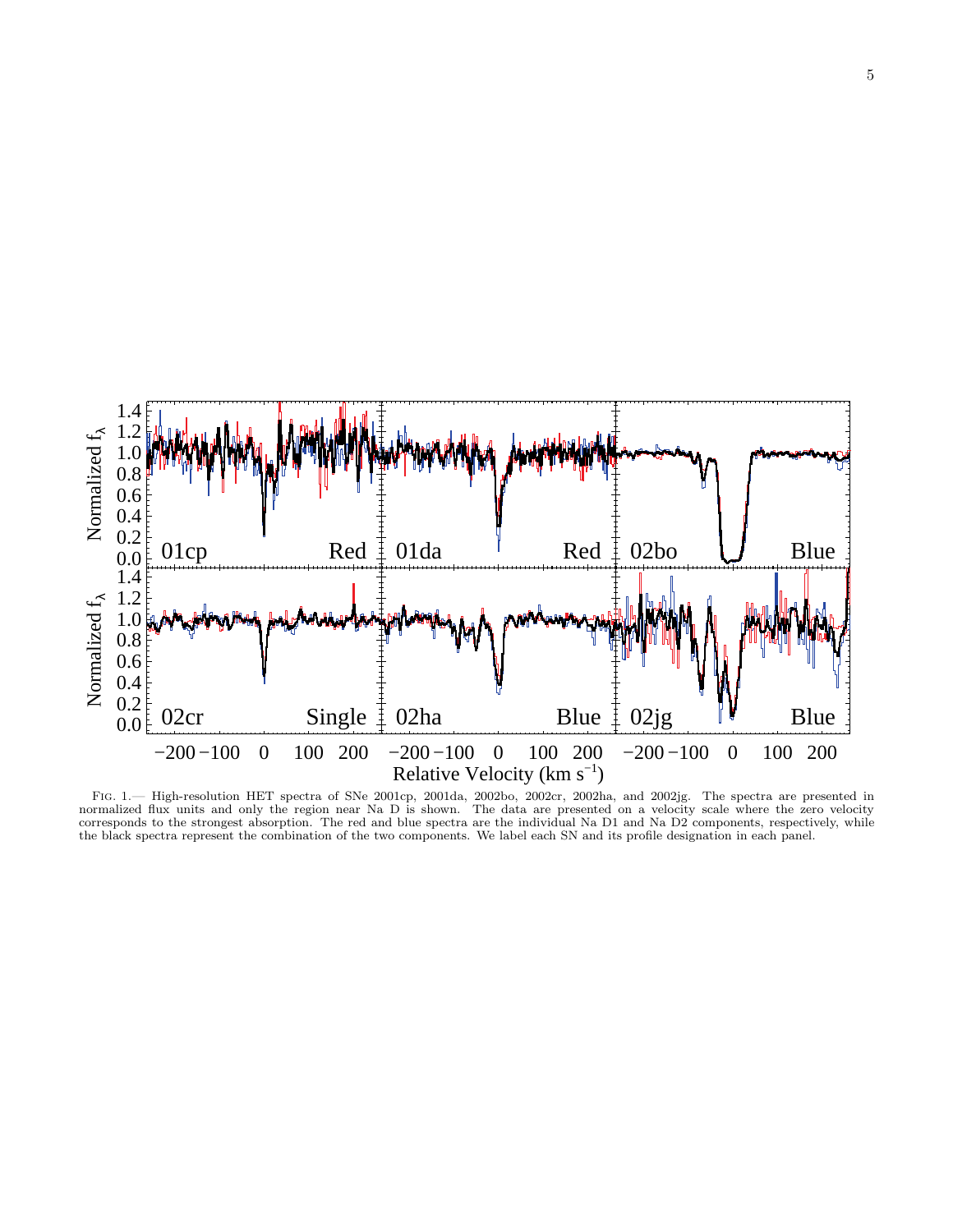FIG. 1.— High-resolution HET spectra of SNe 2001cp, 2001da, 2002bo, 2002cr, 2002ha, and 2002jg. The spectra are presented in normalized flux units and only the region near Na D is shown. The data are presented on a velocity scale where the zero velocity corresponds to the strongest absorption. The red and blue spectra are the individual Na D1 and Na D2 components, respectively, while the black spectra represent the combination of the two components. We label each SN and its profile designation in each panel.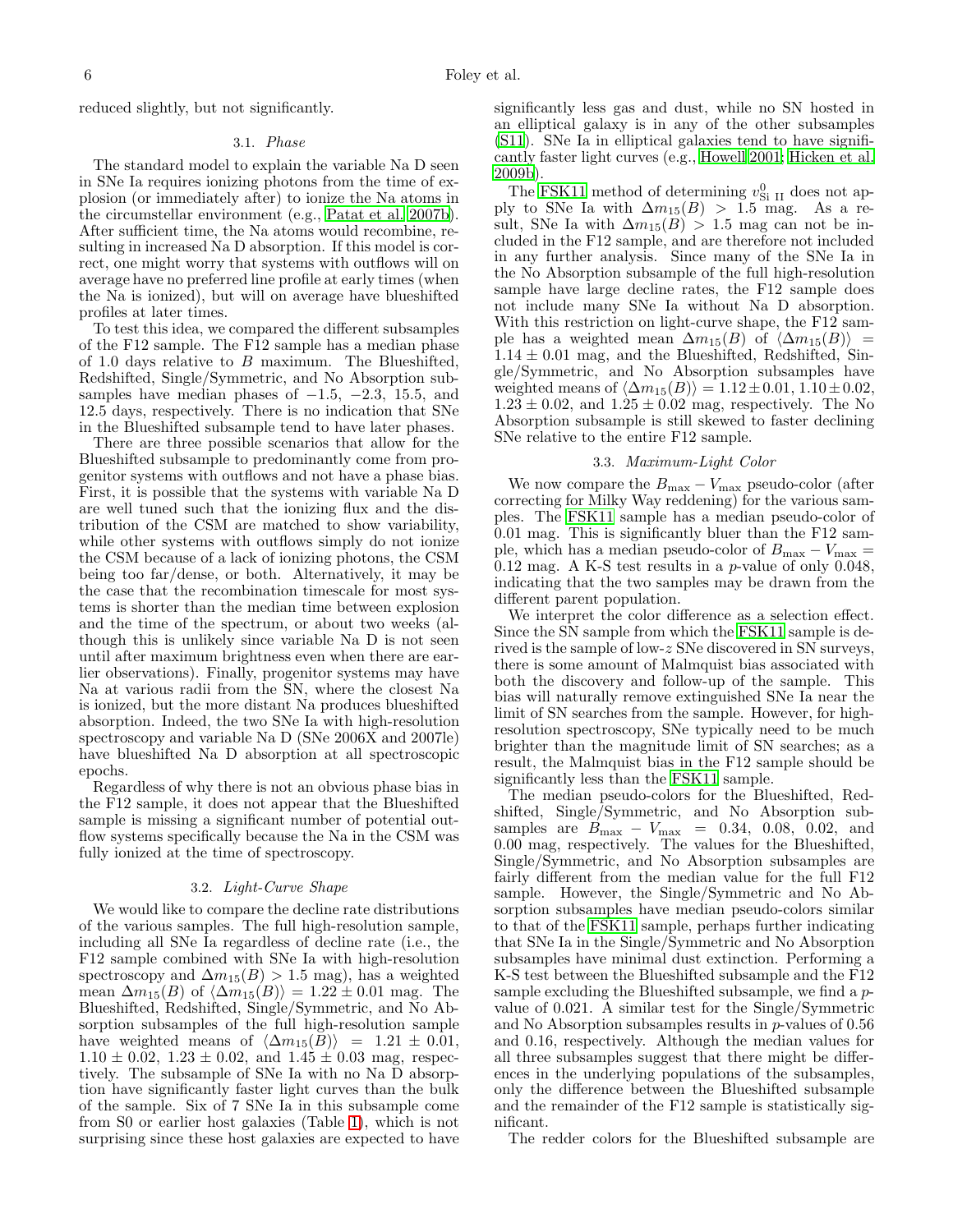reduced slightly, but not significantly.

### 3.1. *Phase*

The standard model to explain the variable Na D seen in SNe Ia requires ionizing photons from the time of explosion (or immediately after) to ionize the Na atoms in the circumstellar environment (e.g., Patat et al. 2007b). After sufficient time, the Na atoms would recombine, resulting in increased Na D absorption. If this model is correct, one might worry that systems with outflows will on average have no preferred line profile at early times (when the Na is ionized), but will on average have blueshifted profiles at later times.

To test this idea, we compared the different subsamples of the F12 sample. The F12 sample has a median phase of 1.0 days relative to $B$ maximum. The Blueshifted, Redshifted, Single/Symmetric, and No Absorption subsamples have median phases of $-1.5$, $-2.3$, 15.5, and 12.5 days, respectively. There is no indication that SNe in the Blueshifted subsample tend to have later phases.

There are three possible scenarios that allow for the Blueshifted subsample to predominantly come from progenitor systems with outflows and not have a phase bias. First, it is possible that the systems with variable Na D are well tuned such that the ionizing flux and the distribution of the CSM are matched to show variability, while other systems with outflows simply do not ionize the CSM because of a lack of ionizing photons, the CSM being too far/dense, or both. Alternatively, it may be the case that the recombination timescale for most systems is shorter than the median time between explosion and the time of the spectrum, or about two weeks (although this is unlikely since variable Na D is not seen until after maximum brightness even when there are earlier observations). Finally, progenitor systems may have Na at various radii from the SN, where the closest Na is ionized, but the more distant Na produces blueshifted absorption. Indeed, the two SNe Ia with high-resolution spectroscopy and variable Na D (SNe 2006X and 2007le) have blueshifted Na D absorption at all spectroscopic epochs.

Regardless of why there is not an obvious phase bias in the F12 sample, it does not appear that the Blueshifted sample is missing a significant number of potential outflow systems specifically because the Na in the CSM was fully ionized at the time of spectroscopy.

### 3.2. *Light-Curve Shape*

We would like to compare the decline rate distributions of the various samples. The full high-resolution sample, including all SNe Ia regardless of decline rate (i.e., the F12 sample combined with SNe Ia with high-resolution spectroscopy and $\Delta m_{15}(B) > 1.5$ mag), has a weighted mean $\Delta m_{15}(B)$ of $\langle \Delta m_{15}(B) \rangle = 1.22 \pm 0.01$ mag. The Blueshifted, Redshifted, Single/Symmetric, and No Absorption subsamples of the full high-resolution sample have weighted means of $\langle \Delta m_{15}(B) \rangle = 1.21 \pm 0.01$, $1.10 \pm 0.02$, $1.23 \pm 0.02$, and $1.45 \pm 0.03$ mag, respectively. The subsample of SNe Ia with no Na D absorption have significantly faster light curves than the bulk of the sample. Six of 7 SNe Ia in this subsample come from S0 or earlier host galaxies (Table 1), which is not surprising since these host galaxies are expected to have significantly less gas and dust, while no SN hosted in an elliptical galaxy is in any of the other subsamples (S11). SNe Ia in elliptical galaxies tend to have significantly faster light curves (e.g., Howell 2001; Hicken et al. 2009b).

The FSK11 method of determining $v^{0}_{\rm Si\ II}$ does not apply to SNe Ia with $\Delta m_{15}(B) > 1.5$ mag. As a result, SNe Ia with $\Delta m_{15}(B) > 1.5$ mag can not be included in the F12 sample, and are therefore not included in any further analysis. Since many of the SNe Ia in the No Absorption subsample of the full high-resolution sample have large decline rates, the F12 sample does not include many SNe Ia without Na D absorption. With this restriction on light-curve shape, the F12 sample has a weighted mean $\Delta m_{15}(B)$ of $\langle \Delta m_{15}(B) \rangle = 1.14 \pm 0.01$ mag, and the Blueshifted, Redshifted, Single/Symmetric, and No Absorption subsamples have weighted means of $\langle \Delta m_{15}(B) \rangle = 1.12 \pm 0.01$, $1.10 \pm 0.02$, $1.23 \pm 0.02$, and $1.25 \pm 0.02$ mag, respectively. The No Absorption subsample is still skewed to faster declining SNe relative to the entire F12 sample.

### 3.3. *Maximum-Light Color*

We now compare the $B_{\rm max} - V_{\rm max}$ pseudo-color (after correcting for Milky Way reddening) for the various samples. The FSK11 sample has a median pseudo-color of 0.01 mag. This is significantly bluer than the F12 sample, which has a median pseudo-color of $B_{\rm max} - V_{\rm max} = 0.12$ mag. A K-S test results in a $p$-value of only 0.048, indicating that the two samples may be drawn from the different parent population.

We interpret the color difference as a selection effect. Since the SN sample from which the FSK11 sample is derived is the sample of low-$z$ SNe discovered in SN surveys, there is some amount of Malmquist bias associated with both the discovery and follow-up of the sample. This bias will naturally remove extinguished SNe Ia near the limit of SN searches from the sample. However, for high-resolution spectroscopy, SNe typically need to be much brighter than the magnitude limit of SN searches; as a result, the Malmquist bias in the F12 sample should be significantly less than the FSK11 sample.

The median pseudo-colors for the Blueshifted, Redshifted, Single/Symmetric, and No Absorption subsamples are $B_{\rm max} - V_{\rm max} = 0.34$, 0.08, 0.02, and 0.00 mag, respectively. The values for the Blueshifted, Single/Symmetric, and No Absorption subsamples are fairly different from the median value for the full F12 sample. However, the Single/Symmetric and No Absorption subsamples have median pseudo-colors similar to that of the FSK11 sample, perhaps further indicating that SNe Ia in the Single/Symmetric and No Absorption subsamples have minimal dust extinction. Performing a K-S test between the Blueshifted subsample and the F12 sample excluding the Blueshifted subsample, we find a $p$-value of 0.021. A similar test for the Single/Symmetric and No Absorption subsamples results in $p$-values of 0.56 and 0.16, respectively. Although the median values for all three subsamples suggest that there might be differences in the underlying populations of the subsamples, only the difference between the Blueshifted subsample and the remainder of the F12 sample is statistically significant.

The redder colors for the Blueshifted subsample are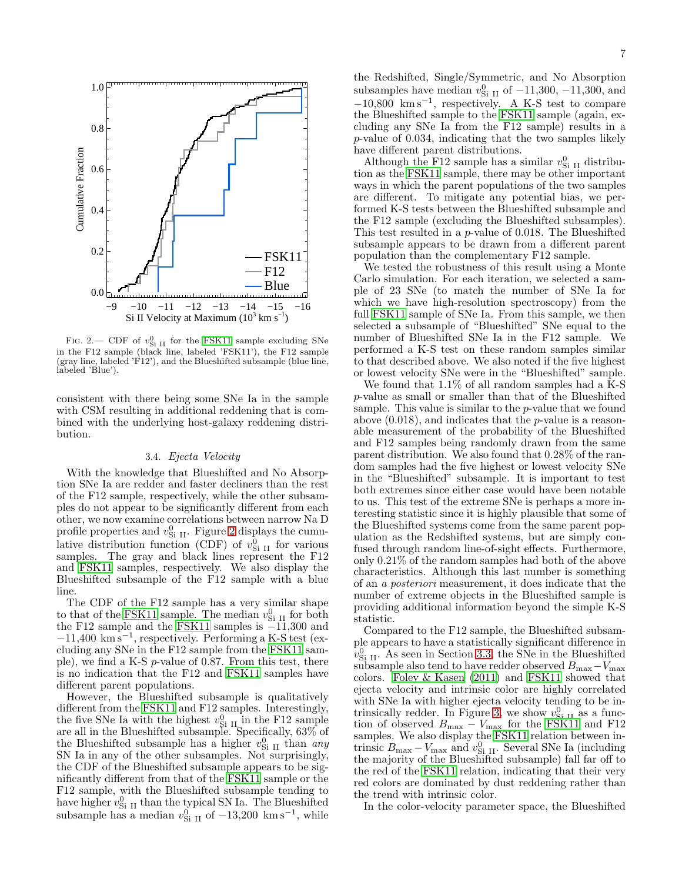FIG. 2.— CDF of $v^0_{\rm Si\ II}$ for the FSK11 sample excluding SNe in the F12 sample (black line, labeled 'FSK11'), the F12 sample (gray line, labeled 'F12'), and the Blueshifted subsample (blue line, labeled 'Blue').

consistent with there being some SNe Ia in the sample with CSM resulting in additional reddening that is combined with the underlying host-galaxy reddening distribution.

### 3.4. *Ejecta Velocity*

With the knowledge that Blueshifted and No Absorption SNe Ia are redder and faster decliners than the rest of the F12 sample, respectively, while the other subsamples do not appear to be significantly different from each other, we now examine correlations between narrow Na D profile properties and $v^0_{\rm Si\ II}$. Figure 2 displays the cumulative distribution function (CDF) of $v^0_{\rm Si\ II}$ for various samples. The gray and black lines represent the F12 and FSK11 samples, respectively. We also display the Blueshifted subsample of the F12 sample with a blue line.

The CDF of the F12 sample has a very similar shape to that of the FSK11 sample. The median $v^0_{\rm Si\ II}$ for both the F12 sample and the FSK11 samples is $-11{,}300$ and $-11{,}400$ km s$^{-1}$, respectively. Performing a K-S test (excluding any SNe in the F12 sample from the FSK11 sample), we find a K-S $p$-value of 0.87. From this test, there is no indication that the F12 and FSK11 samples have different parent populations.

However, the Blueshifted subsample is qualitatively different from the FSK11 and F12 samples. Interestingly, the five SNe Ia with the highest $v^0_{\rm Si\ II}$ in the F12 sample are all in the Blueshifted subsample. Specifically, 63% of the Blueshifted subsample has a higher $v^0_{\rm Si\ II}$ than *any* SN Ia in any of the other subsamples. Not surprisingly, the CDF of the Blueshifted subsample appears to be significantly different from that of the FSK11 sample or the F12 sample, with the Blueshifted subsample tending to have higher $v^0_{\rm Si\ II}$ than the typical SN Ia. The Blueshifted subsample has a median $v^0_{\rm Si\ II}$ of $-13{,}200$ km s$^{-1}$, while the Redshifted, Single/Symmetric, and No Absorption subsamples have median $v^0_{\rm Si\ II}$ of $-11{,}300$, $-11{,}300$, and $-10{,}800$ km s$^{-1}$, respectively. A K-S test to compare the Blueshifted sample to the FSK11 sample (again, excluding any SNe Ia from the F12 sample) results in a $p$-value of 0.034, indicating that the two samples likely have different parent distributions.

Although the F12 sample has a similar $v^0_{\rm Si\ II}$ distribution as the FSK11 sample, there may be other important ways in which the parent populations of the two samples are different. To mitigate any potential bias, we performed K-S tests between the Blueshifted subsample and the F12 sample (excluding the Blueshifted subsamples). This test resulted in a $p$-value of 0.018. The Blueshifted subsample appears to be drawn from a different parent population than the complementary F12 sample.

We tested the robustness of this result using a Monte Carlo simulation. For each iteration, we selected a sample of 23 SNe (to match the number of SNe Ia for which we have high-resolution spectroscopy) from the full FSK11 sample of SNe Ia. From this sample, we then selected a subsample of "Blueshifted" SNe equal to the number of Blueshifted SNe Ia in the F12 sample. We performed a K-S test on these random samples similar to that described above. We also noted if the five highest or lowest velocity SNe were in the "Blueshifted" sample.

We found that 1.1% of all random samples had a K-S $p$-value as small or smaller than that of the Blueshifted sample. This value is similar to the $p$-value that we found above (0.018), and indicates that the $p$-value is a reasonable measurement of the probability of the Blueshifted and F12 samples being randomly drawn from the same parent distribution. We also found that 0.28% of the random samples had the five highest or lowest velocity SNe in the "Blueshifted" subsample. It is important to test both extremes since either case would have been notable to us. This test of the extreme SNe is perhaps a more interesting statistic since it is highly plausible that some of the Blueshifted systems come from the same parent population as the Redshifted systems, but are simply confused through random line-of-sight effects. Furthermore, only 0.21% of the random samples had both of the above characteristics. Although this last number is something of an *a posteriori* measurement, it does indicate that the number of extreme objects in the Blueshifted sample is providing additional information beyond the simple K-S statistic.

Compared to the F12 sample, the Blueshifted subsample appears to have a statistically significant difference in $v^0_{\rm Si\ II}$. As seen in Section 3.3, the SNe in the Blueshifted subsample also tend to have redder observed $B_{\rm max} - V_{\rm max}$ colors. Foley & Kasen (2011) and FSK11 showed that ejecta velocity and intrinsic color are highly correlated with SNe Ia with higher ejecta velocity tending to be intrinsically redder. In Figure 3, we show $v^0_{\rm Si\ II}$ as a function of observed $B_{\rm max} - V_{\rm max}$ for the FSK11 and F12 samples. We also display the FSK11 relation between intrinsic $B_{\rm max} - V_{\rm max}$ and $v^0_{\rm Si\ II}$. Several SNe Ia (including the majority of the Blueshifted subsample) fall far off to the red of the FSK11 relation, indicating that their very red colors are dominated by dust reddening rather than the trend with intrinsic color.

In the color-velocity parameter space, the Blueshifted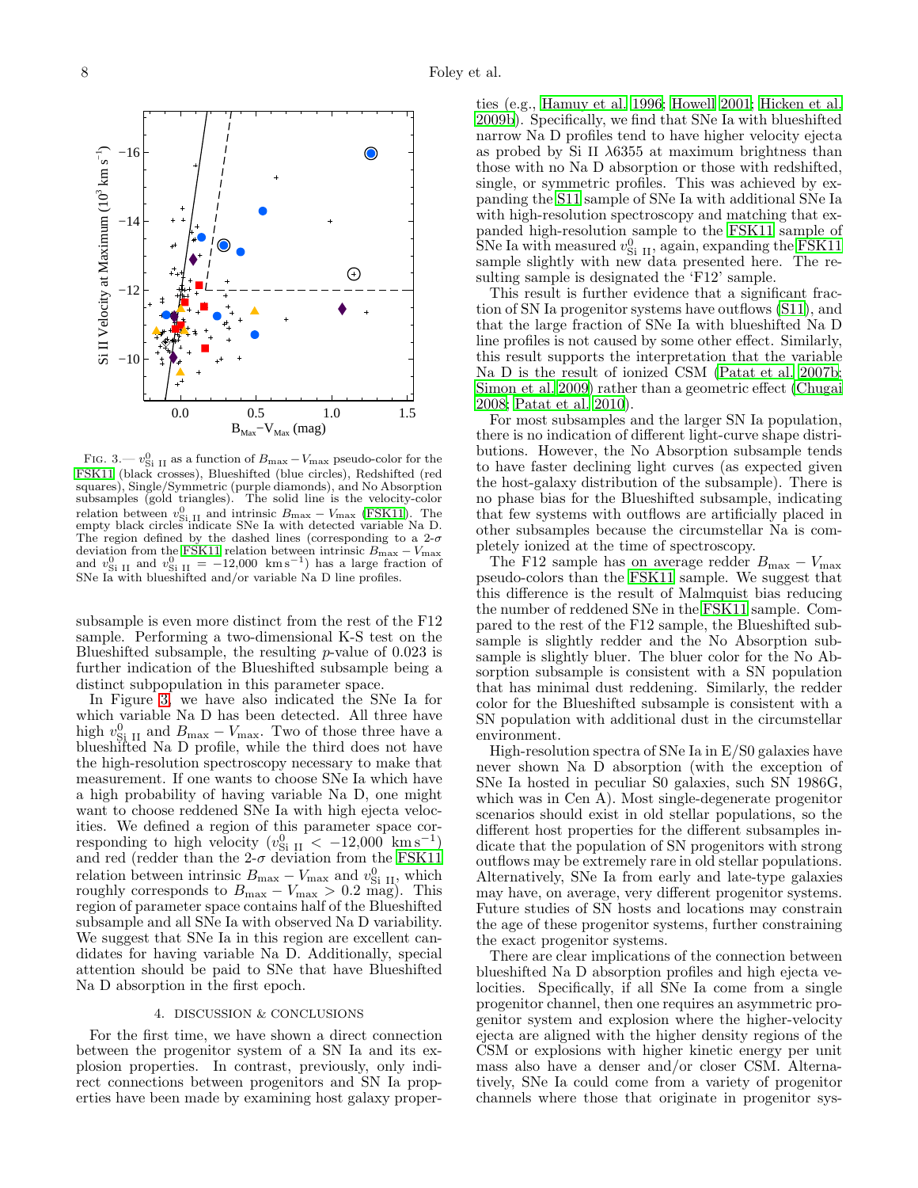Fig. 3.— $v^0_{\rm Si\ II}$ as a function of $B_{\rm max} - V_{\rm max}$ pseudo-color for the FSK11 (black crosses), Blueshifted (blue circles), Redshifted (red squares), Single/Symmetric (purple diamonds), and No Absorption subsamples (gold triangles). The solid line is the velocity-color relation between $v^0_{\rm Si\ II}$ and intrinsic $B_{\rm max} - V_{\rm max}$ (FSK11). The empty black circles indicate SNe Ia with detected variable Na D. The region defined by the dashed lines (corresponding to a 2-$\sigma$ deviation from the FSK11 relation between intrinsic $B_{\rm max} - V_{\rm max}$ and $v^0_{\rm Si\ II}$ and $v^0_{\rm Si\ II} = -12{,}000$ km s$^{-1}$) has a large fraction of SNe Ia with blueshifted and/or variable Na D line profiles.

subsample is even more distinct from the rest of the F12 sample. Performing a two-dimensional K-S test on the Blueshifted subsample, the resulting $p$-value of 0.023 is further indication of the Blueshifted subsample being a distinct subpopulation in this parameter space.

In Figure 3, we have also indicated the SNe Ia for which variable Na D has been detected. All three have high $v^0_{\rm Si\ II}$ and $B_{\rm max} - V_{\rm max}$. Two of those three have a blueshifted Na D profile, while the third does not have the high-resolution spectroscopy necessary to make that measurement. If one wants to choose SNe Ia which have a high probability of having variable Na D, one might want to choose reddened SNe Ia with high ejecta velocities. We defined a region of this parameter space corresponding to high velocity ($v^0_{\rm Si\ II} < -12{,}000$ km s$^{-1}$) and red (redder than the 2-$\sigma$ deviation from the FSK11 relation between intrinsic $B_{\rm max} - V_{\rm max}$ and $v^0_{\rm Si\ II}$, which roughly corresponds to $B_{\rm max} - V_{\rm max} > 0.2$ mag). This region of parameter space contains half of the Blueshifted subsample and all SNe Ia with observed Na D variability. We suggest that SNe Ia in this region are excellent candidates for having variable Na D. Additionally, special attention should be paid to SNe that have Blueshifted Na D absorption in the first epoch.

## 4. DISCUSSION & CONCLUSIONS

For the first time, we have shown a direct connection between the progenitor system of a SN Ia and its explosion properties. In contrast, previously, only indirect connections between progenitors and SN Ia properties have been made by examining host galaxy properties (e.g., Hamuy et al. 1996; Howell 2001; Hicken et al. 2009b). Specifically, we find that SNe Ia with blueshifted narrow Na D profiles tend to have higher velocity ejecta as probed by Si II $\lambda$6355 at maximum brightness than those with no Na D absorption or those with redshifted, single, or symmetric profiles. This was achieved by expanding the S11 sample of SNe Ia with additional SNe Ia with high-resolution spectroscopy and matching that expanded high-resolution sample to the FSK11 sample of SNe Ia with measured $v^0_{\rm Si\ II}$, again, expanding the FSK11 sample slightly with new data presented here. The resulting sample is designated the 'F12' sample.

This result is further evidence that a significant fraction of SN Ia progenitor systems have outflows (S11), and that the large fraction of SNe Ia with blueshifted Na D line profiles is not caused by some other effect. Similarly, this result supports the interpretation that the variable Na D is the result of ionized CSM (Patat et al. 2007b; Simon et al. 2009) rather than a geometric effect (Chugai 2008; Patat et al. 2010).

For most subsamples and the larger SN Ia population, there is no indication of different light-curve shape distributions. However, the No Absorption subsample tends to have faster declining light curves (as expected given the host-galaxy distribution of the subsample). There is no phase bias for the Blueshifted subsample, indicating that few systems with outflows are artificially placed in other subsamples because the circumstellar Na is completely ionized at the time of spectroscopy.

The F12 sample has on average redder $B_{\rm max} - V_{\rm max}$ pseudo-colors than the FSK11 sample. We suggest that this difference is the result of Malmquist bias reducing the number of reddened SNe in the FSK11 sample. Compared to the rest of the F12 sample, the Blueshifted subsample is slightly redder and the No Absorption subsample is slightly bluer. The bluer color for the No Absorption subsample is consistent with a SN population that has minimal dust reddening. Similarly, the redder color for the Blueshifted subsample is consistent with a SN population with additional dust in the circumstellar environment.

High-resolution spectra of SNe Ia in E/S0 galaxies have never shown Na D absorption (with the exception of SNe Ia hosted in peculiar S0 galaxies, such SN 1986G, which was in Cen A). Most single-degenerate progenitor scenarios should exist in old stellar populations, so the different host properties for the different subsamples indicate that the population of SN progenitors with strong outflows may be extremely rare in old stellar populations. Alternatively, SNe Ia from early and late-type galaxies may have, on average, very different progenitor systems. Future studies of SN hosts and locations may constrain the age of these progenitor systems, further constraining the exact progenitor systems.

There are clear implications of the connection between blueshifted Na D absorption profiles and high ejecta velocities. Specifically, if all SNe Ia come from a single progenitor channel, then one requires an asymmetric progenitor system and explosion where the higher-velocity ejecta are aligned with the higher density regions of the CSM or explosions with higher kinetic energy per unit mass also have a denser and/or closer CSM. Alternatively, SNe Ia could come from a variety of progenitor channels where those that originate in progenitor sys-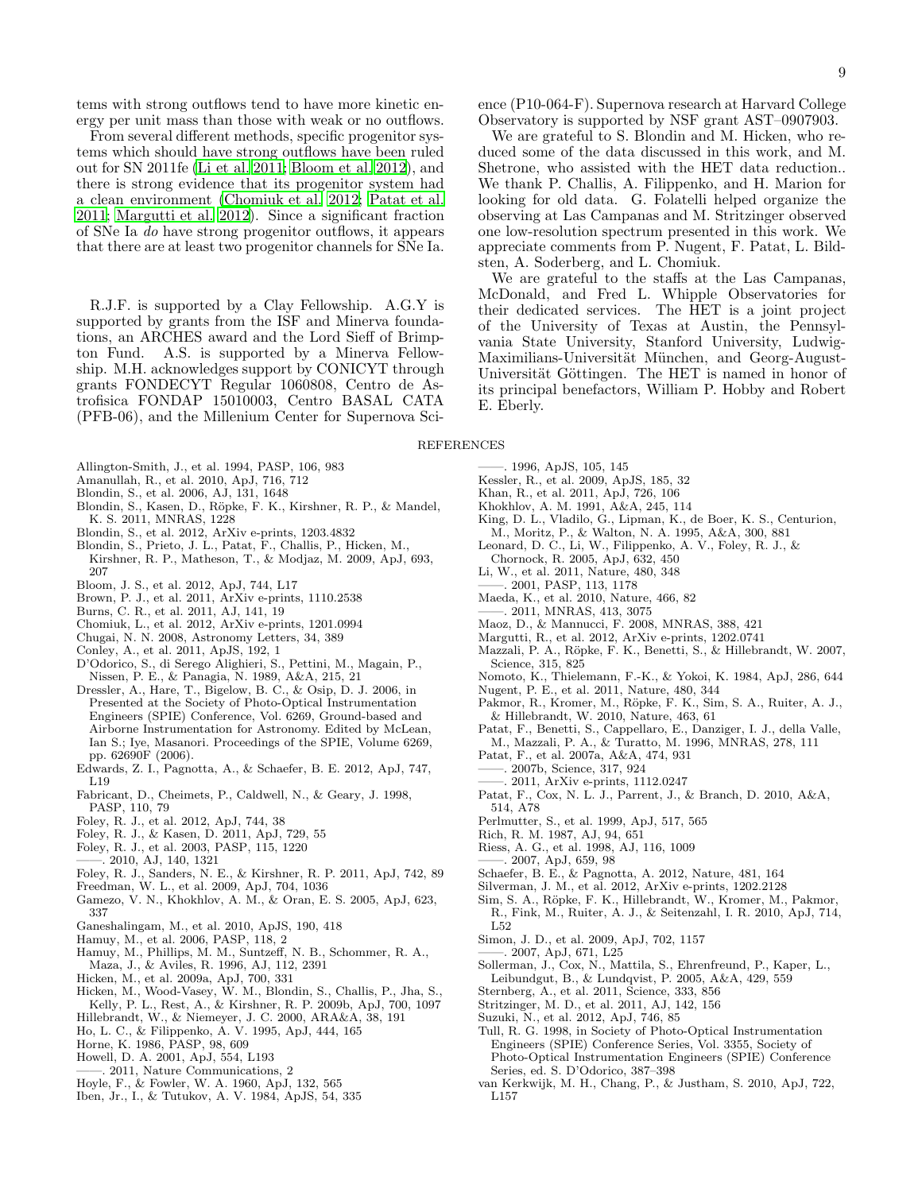tems with strong outflows tend to have more kinetic energy per unit mass than those with weak or no outflows.

From several different methods, specific progenitor systems which should have strong outflows have been ruled out for SN 2011fe (Li et al. 2011; Bloom et al. 2012), and there is strong evidence that its progenitor system had a clean environment (Chomiuk et al. 2012; Patat et al. 2011; Margutti et al. 2012). Since a significant fraction of SNe Ia *do* have strong progenitor outflows, it appears that there are at least two progenitor channels for SNe Ia.

R.J.F. is supported by a Clay Fellowship. A.G.Y is supported by grants from the ISF and Minerva foundations, an ARCHES award and the Lord Sieff of Brimpton Fund. A.S. is supported by a Minerva Fellowship. M.H. acknowledges support by CONICYT through grants FONDECYT Regular 1060808, Centro de Astrofisica FONDAP 15010003, Centro BASAL CATA (PFB-06), and the Millenium Center for Supernova Science (P10-064-F). Supernova research at Harvard College Observatory is supported by NSF grant AST–0907903.

We are grateful to S. Blondin and M. Hicken, who reduced some of the data discussed in this work, and M. Shetrone, who assisted with the HET data reduction.. We thank P. Challis, A. Filippenko, and H. Marion for looking for old data. G. Folatelli helped organize the observing at Las Campanas and M. Stritzinger observed one low-resolution spectrum presented in this work. We appreciate comments from P. Nugent, F. Patat, L. Bildsten, A. Soderberg, and L. Chomiuk.

We are grateful to the staffs at the Las Campanas, McDonald, and Fred L. Whipple Observatories for their dedicated services. The HET is a joint project of the University of Texas at Austin, the Pennsylvania State University, Stanford University, Ludwig-Maximilians-Universität München, and Georg-August-Universität Göttingen. The HET is named in honor of its principal benefactors, William P. Hobby and Robert E. Eberly.

## REFERENCES

Allington-Smith, J., et al. 1994, PASP, 106, 983
Amanullah, R., et al. 2010, ApJ, 716, 712
Blondin, S., et al. 2006, AJ, 131, 1648
Blondin, S., Kasen, D., Röpke, F. K., Kirshner, R. P., & Mandel, K. S. 2011, MNRAS, 1228
Blondin, S., et al. 2012, ArXiv e-prints, 1203.4832
Blondin, S., Prieto, J. L., Patat, F., Challis, P., Hicken, M., Kirshner, R. P., Matheson, T., & Modjaz, M. 2009, ApJ, 693, 207
Bloom, J. S., et al. 2012, ApJ, 744, L17
Brown, P. J., et al. 2011, ArXiv e-prints, 1110.2538
Burns, C. R., et al. 2011, AJ, 141, 19
Chomiuk, L., et al. 2012, ArXiv e-prints, 1201.0994
Chugai, N. N. 2008, Astronomy Letters, 34, 389
Conley, A., et al. 2011, ApJS, 192, 1
D'Odorico, S., di Serego Alighieri, S., Pettini, M., Magain, P., Nissen, P. E., & Panagia, N. 1989, A&A, 215, 21
Dressler, A., Hare, T., Bigelow, B. C., & Osip, D. J. 2006, in Presented at the Society of Photo-Optical Instrumentation Engineers (SPIE) Conference, Vol. 6269, Ground-based and Airborne Instrumentation for Astronomy. Edited by McLean, Ian S.; Iye, Masanori. Proceedings of the SPIE, Volume 6269, pp. 62690F (2006).
Edwards, Z. I., Pagnotta, A., & Schaefer, B. E. 2012, ApJ, 747, L19
Fabricant, D., Cheimets, P., Caldwell, N., & Geary, J. 1998, PASP, 110, 79
Foley, R. J., et al. 2012, ApJ, 744, 38
Foley, R. J., & Kasen, D. 2011, ApJ, 729, 55
Foley, R. J., et al. 2003, PASP, 115, 1220
——. 2010, AJ, 140, 1321
Foley, R. J., Sanders, N. E., & Kirshner, R. P. 2011, ApJ, 742, 89
Freedman, W. L., et al. 2009, ApJ, 704, 1036
Gamezo, V. N., Khokhlov, A. M., & Oran, E. S. 2005, ApJ, 623, 337
Ganeshalingam, M., et al. 2010, ApJS, 190, 418
Hamuy, M., et al. 2006, PASP, 118, 2
Hamuy, M., Phillips, M. M., Suntzeff, N. B., Schommer, R. A., Maza, J., & Aviles, R. 1996, AJ, 112, 2391
Hicken, M., et al. 2009a, ApJ, 700, 331
Hicken, M., Wood-Vasey, W. M., Blondin, S., Challis, P., Jha, S., Kelly, P. L., Rest, A., & Kirshner, R. P. 2009b, ApJ, 700, 1097
Hillebrandt, W., & Niemeyer, J. C. 2000, ARA&A, 38, 191
Ho, L. C., & Filippenko, A. V. 1995, ApJ, 444, 165
Horne, K. 1986, PASP, 98, 609
Howell, D. A. 2001, ApJ, 554, L193
——. 2011, Nature Communications, 2
Hoyle, F., & Fowler, W. A. 1960, ApJ, 132, 565
Iben, Jr., I., & Tutukov, A. V. 1984, ApJS, 54, 335
——. 1996, ApJS, 105, 145
Kessler, R., et al. 2009, ApJS, 185, 32
Khan, R., et al. 2011, ApJ, 726, 106
Khokhlov, A. M. 1991, A&A, 245, 114
King, D. L., Vladilo, G., Lipman, K., de Boer, K. S., Centurion, M., Moritz, P., & Walton, N. A. 1995, A&A, 300, 881
Leonard, D. C., Li, W., Filippenko, A. V., Foley, R. J., & Chornock, R. 2005, ApJ, 632, 450
Li, W., et al. 2011, Nature, 480, 348
——. 2001, PASP, 113, 1178
Maeda, K., et al. 2010, Nature, 466, 82
——. 2011, MNRAS, 413, 3075
Maoz, D., & Mannucci, F. 2008, MNRAS, 388, 421
Margutti, R., et al. 2012, ArXiv e-prints, 1202.0741
Mazzali, P. A., Röpke, F. K., Benetti, S., & Hillebrandt, W. 2007, Science, 315, 825
Nomoto, K., Thielemann, F.-K., & Yokoi, K. 1984, ApJ, 286, 644
Nugent, P. E., et al. 2011, Nature, 480, 344
Pakmor, R., Kromer, M., Röpke, F. K., Sim, S. A., Ruiter, A. J., & Hillebrandt, W. 2010, Nature, 463, 61
Patat, F., Benetti, S., Cappellaro, E., Danziger, I. J., della Valle, M., Mazzali, P. A., & Turatto, M. 1996, MNRAS, 278, 111
Patat, F., et al. 2007a, A&A, 474, 931
——. 2007b, Science, 317, 924
——. 2011, ArXiv e-prints, 1112.0247
Patat, F., Cox, N. L. J., Parrent, J., & Branch, D. 2010, A&A, 514, A78
Perlmutter, S., et al. 1999, ApJ, 517, 565
Rich, R. M. 1987, AJ, 94, 651
Riess, A. G., et al. 1998, AJ, 116, 1009
——. 2007, ApJ, 659, 98
Schaefer, B. E., & Pagnotta, A. 2012, Nature, 481, 164
Silverman, J. M., et al. 2012, ArXiv e-prints, 1202.2128
Sim, S. A., Röpke, F. K., Hillebrandt, W., Kromer, M., Pakmor, R., Fink, M., Ruiter, A. J., & Seitenzahl, I. R. 2010, ApJ, 714, L52
Simon, J. D., et al. 2009, ApJ, 702, 1157
——. 2007, ApJ, 671, L25
Sollerman, J., Cox, N., Mattila, S., Ehrenfreund, P., Kaper, L., Leibundgut, B., & Lundqvist, P. 2005, A&A, 429, 559
Sternberg, A., et al. 2011, Science, 333, 856
Stritzinger, M. D., et al. 2011, AJ, 142, 156
Suzuki, N., et al. 2012, ApJ, 746, 85
Tull, R. G. 1998, in Society of Photo-Optical Instrumentation Engineers (SPIE) Conference Series, Vol. 3355, Society of Photo-Optical Instrumentation Engineers (SPIE) Conference Series, ed. S. D'Odorico, 387–398
van Kerkwijk, M. H., Chang, P., & Justham, S. 2010, ApJ, 722, L157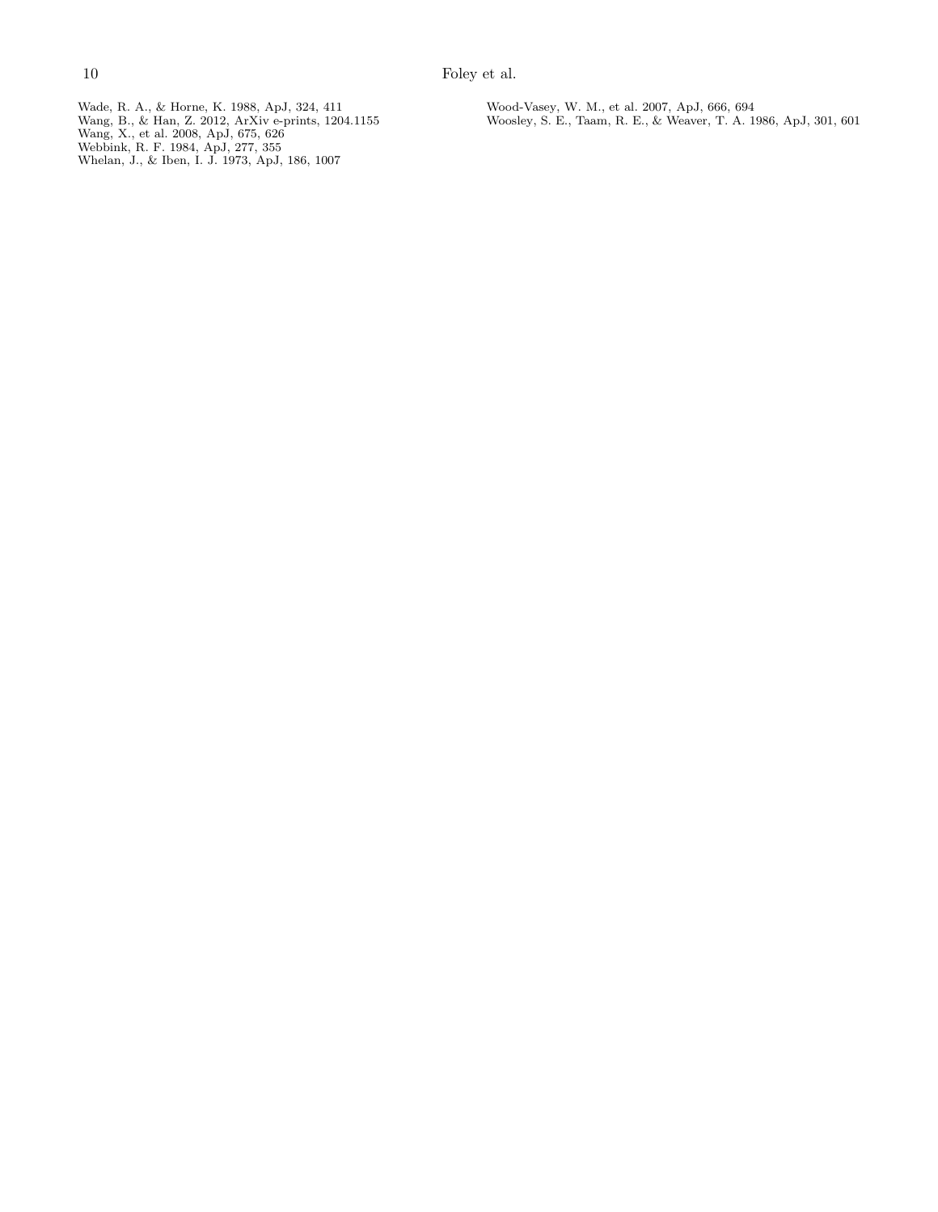Wade, R. A., & Horne, K. 1988, ApJ, 324, 411
Wang, B., & Han, Z. 2012, ArXiv e-prints, 1204.1155
Wang, X., et al. 2008, ApJ, 675, 626
Webbink, R. F. 1984, ApJ, 277, 355
Whelan, J., & Iben, I. J. 1973, ApJ, 186, 1007
Wood-Vasey, W. M., et al. 2007, ApJ, 666, 694
Woosley, S. E., Taam, R. E., & Weaver, T. A. 1986, ApJ, 301, 601